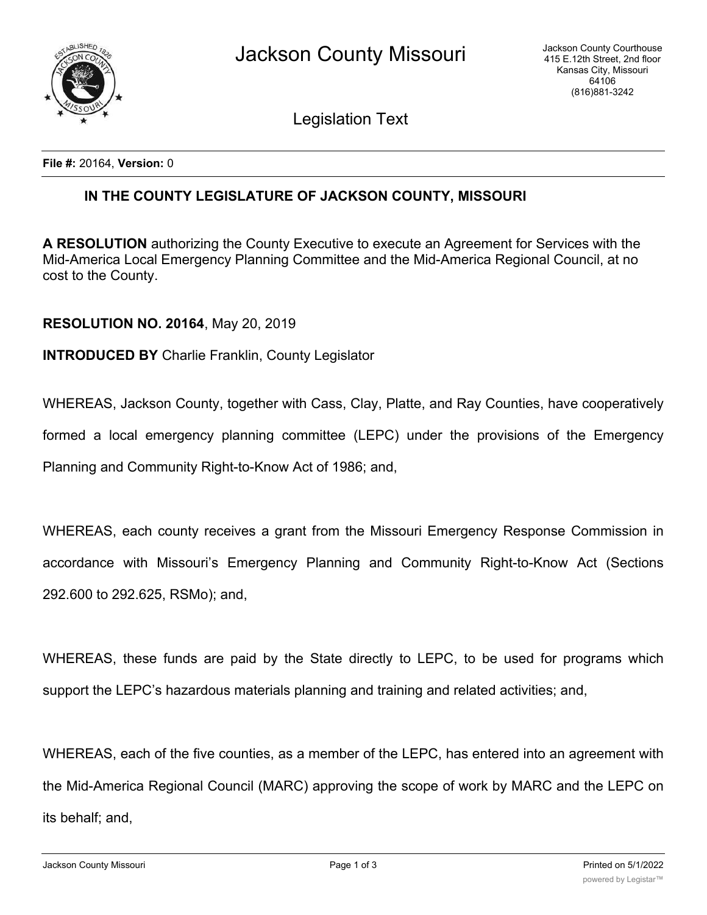**File #:** 20164, **Version:** 0

**IN THE COUNTY LEGISLATURE OF JACKSON COUNTY, MISSOURI**

**A RESOLUTION** authorizing the County Executive to execute an Agreement for Services with the Mid-America Local Emergency Planning Committee and the Mid-America Regional Council, at no cost to the County.

**RESOLUTION NO. 20164**, May 20, 2019

**INTRODUCED BY** Charlie Franklin, County Legislator

WHEREAS, Jackson County, together with Cass, Clay, Platte, and Ray Counties, have cooperatively formed a local emergency planning committee (LEPC) under the provisions of the Emergency Planning and Community Right-to-Know Act of 1986; and,

WHEREAS, each county receives a grant from the Missouri Emergency Response Commission in accordance with Missouri's Emergency Planning and Community Right-to-Know Act (Sections 292.600 to 292.625, RSMo); and,

WHEREAS, these funds are paid by the State directly to LEPC, to be used for programs which support the LEPC's hazardous materials planning and training and related activities; and,

WHEREAS, each of the five counties, as a member of the LEPC, has entered into an agreement with the Mid-America Regional Council (MARC) approving the scope of work by MARC and the LEPC on its behalf; and,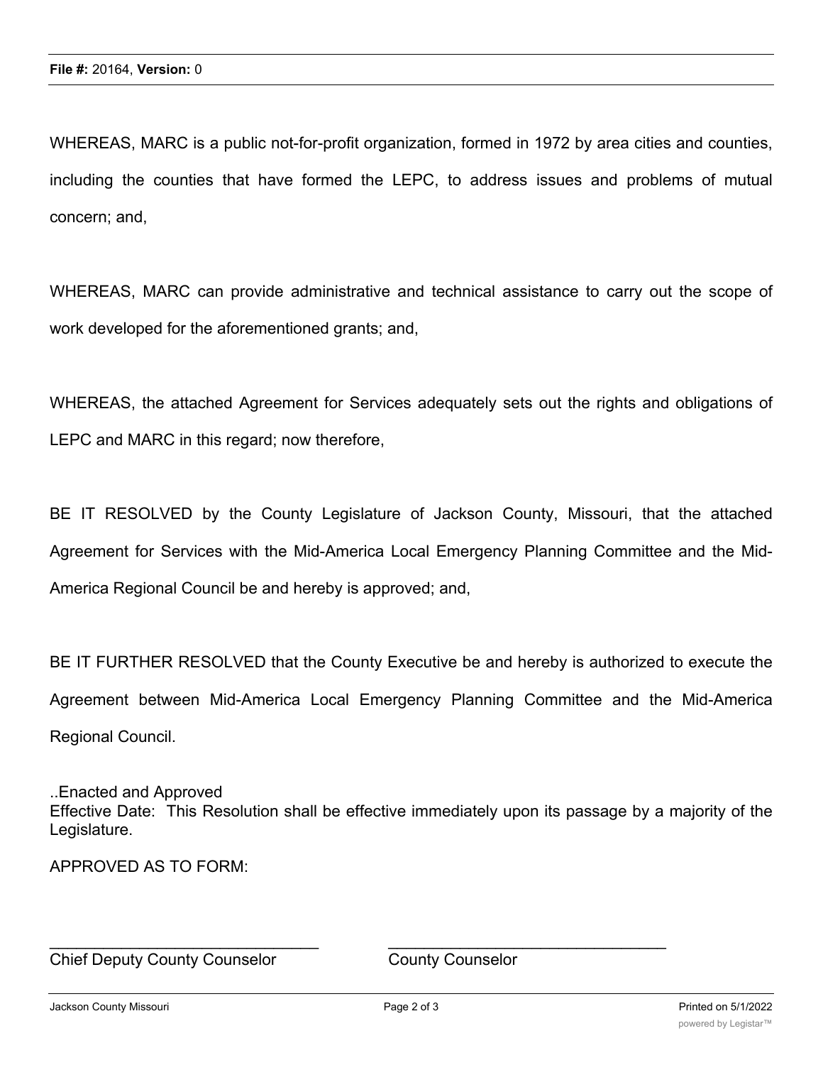WHEREAS, MARC is a public not-for-profit organization, formed in 1972 by area cities and counties, including the counties that have formed the LEPC, to address issues and problems of mutual concern; and,

WHEREAS, MARC can provide administrative and technical assistance to carry out the scope of work developed for the aforementioned grants; and,

WHEREAS, the attached Agreement for Services adequately sets out the rights and obligations of LEPC and MARC in this regard; now therefore,

BE IT RESOLVED by the County Legislature of Jackson County, Missouri, that the attached Agreement for Services with the Mid-America Local Emergency Planning Committee and the Mid-America Regional Council be and hereby is approved; and,

BE IT FURTHER RESOLVED that the County Executive be and hereby is authorized to execute the Agreement between Mid-America Local Emergency Planning Committee and the Mid-America Regional Council.

..Enacted and Approved
Effective Date: This Resolution shall be effective immediately upon its passage by a majority of the Legislature.

APPROVED AS TO FORM:

\_\_\_\_\_\_\_\_\_\_\_\_\_\_\_\_\_\_\_\_\_\_\_\_\_\_\_\_\_\_\_\_ \_\_\_\_\_\_\_\_\_\_\_\_\_\_\_\_\_\_\_\_\_\_\_\_\_\_\_\_\_\_\_\_
Chief Deputy County Counselor County Counselor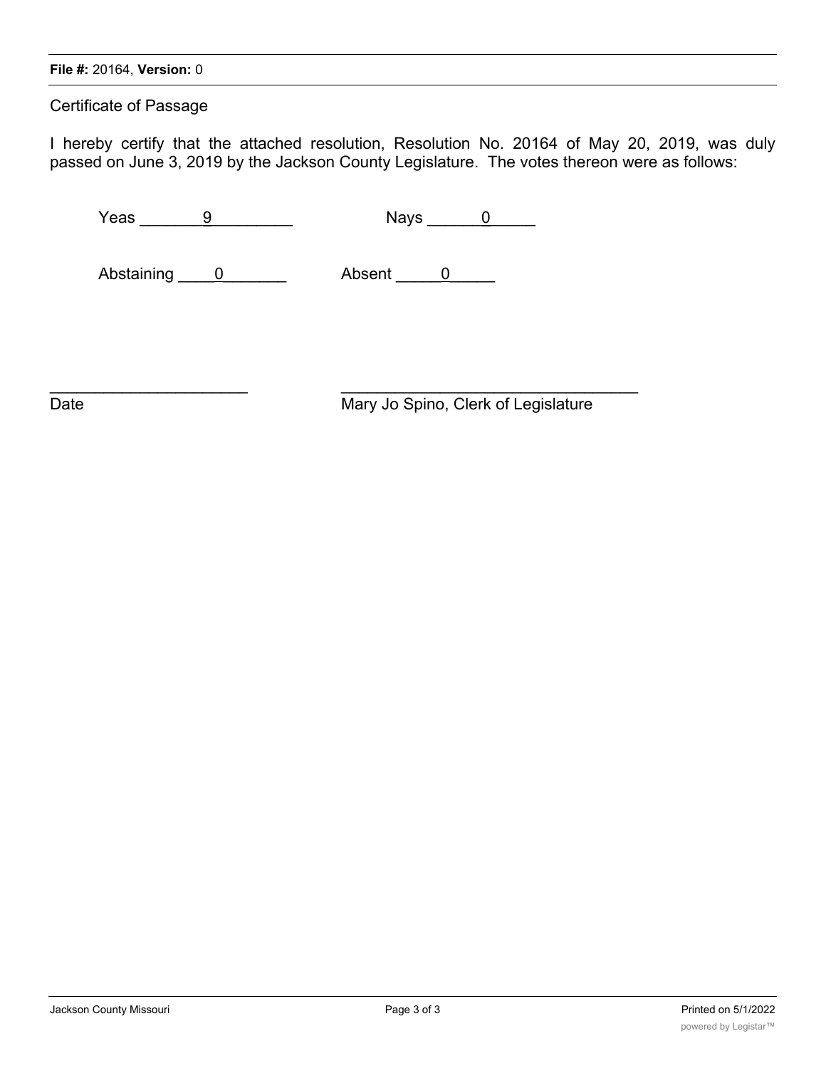**File #:** 20164, **Version:** 0

Certificate of Passage

I hereby certify that the attached resolution, Resolution No. 20164 of May 20, 2019, was duly passed on June 3, 2019 by the Jackson County Legislature. The votes thereon were as follows:

Yeas _______9________ Nays ______0_____

Abstaining ____0_______ Absent _____0_____

______________________ ________________________________

Date Mary Jo Spino, Clerk of Legislature